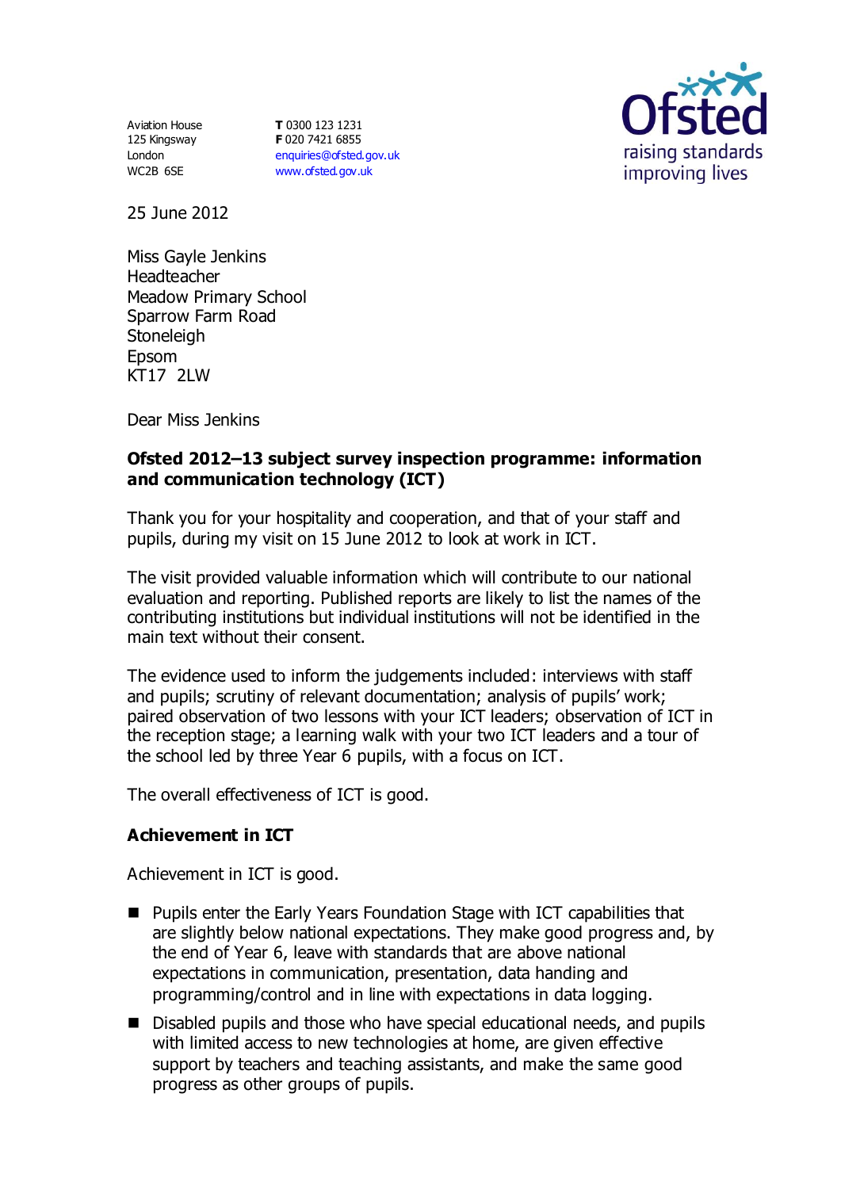Aviation House
125 Kingsway
London
WC2B 6SE

**T** 0300 123 1231
**F** 020 7421 6855
enquiries@ofsted.gov.uk
www.ofsted.gov.uk

25 June 2012

Miss Gayle Jenkins
Headteacher
Meadow Primary School
Sparrow Farm Road
Stoneleigh
Epsom
KT17 2LW

Dear Miss Jenkins

**Ofsted 2012–13 subject survey inspection programme: information and communication technology (ICT)**

Thank you for your hospitality and cooperation, and that of your staff and pupils, during my visit on 15 June 2012 to look at work in ICT.

The visit provided valuable information which will contribute to our national evaluation and reporting. Published reports are likely to list the names of the contributing institutions but individual institutions will not be identified in the main text without their consent.

The evidence used to inform the judgements included: interviews with staff and pupils; scrutiny of relevant documentation; analysis of pupils' work; paired observation of two lessons with your ICT leaders; observation of ICT in the reception stage; a learning walk with your two ICT leaders and a tour of the school led by three Year 6 pupils, with a focus on ICT.

The overall effectiveness of ICT is good.

## Achievement in ICT

Achievement in ICT is good.

- Pupils enter the Early Years Foundation Stage with ICT capabilities that are slightly below national expectations. They make good progress and, by the end of Year 6, leave with standards that are above national expectations in communication, presentation, data handing and programming/control and in line with expectations in data logging.
- Disabled pupils and those who have special educational needs, and pupils with limited access to new technologies at home, are given effective support by teachers and teaching assistants, and make the same good progress as other groups of pupils.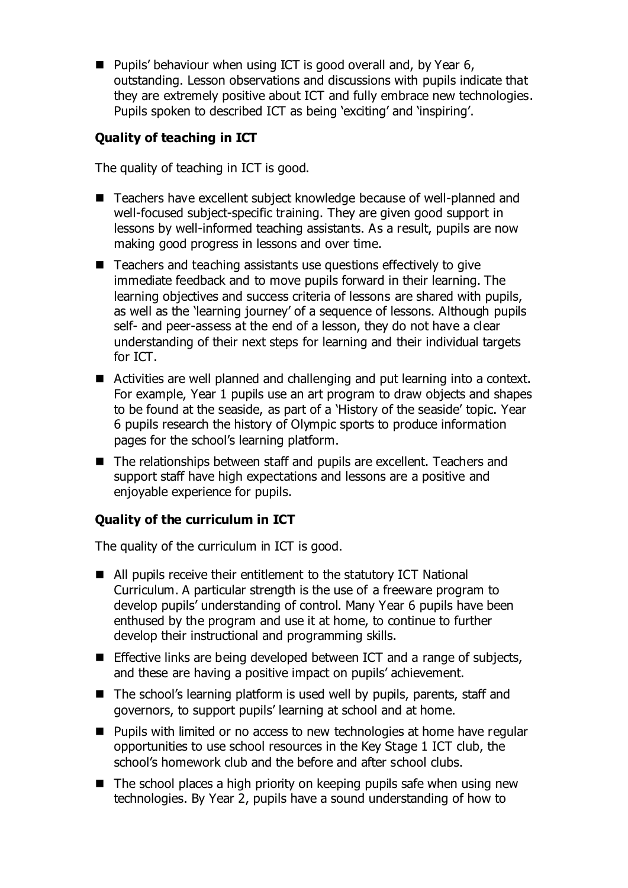- Pupils' behaviour when using ICT is good overall and, by Year 6, outstanding. Lesson observations and discussions with pupils indicate that they are extremely positive about ICT and fully embrace new technologies. Pupils spoken to described ICT as being 'exciting' and 'inspiring'.

**Quality of teaching in ICT**

The quality of teaching in ICT is good.

- Teachers have excellent subject knowledge because of well-planned and well-focused subject-specific training. They are given good support in lessons by well-informed teaching assistants. As a result, pupils are now making good progress in lessons and over time.
- Teachers and teaching assistants use questions effectively to give immediate feedback and to move pupils forward in their learning. The learning objectives and success criteria of lessons are shared with pupils, as well as the 'learning journey' of a sequence of lessons. Although pupils self- and peer-assess at the end of a lesson, they do not have a clear understanding of their next steps for learning and their individual targets for ICT.
- Activities are well planned and challenging and put learning into a context. For example, Year 1 pupils use an art program to draw objects and shapes to be found at the seaside, as part of a 'History of the seaside' topic. Year 6 pupils research the history of Olympic sports to produce information pages for the school's learning platform.
- The relationships between staff and pupils are excellent. Teachers and support staff have high expectations and lessons are a positive and enjoyable experience for pupils.

**Quality of the curriculum in ICT**

The quality of the curriculum in ICT is good.

- All pupils receive their entitlement to the statutory ICT National Curriculum. A particular strength is the use of a freeware program to develop pupils' understanding of control. Many Year 6 pupils have been enthused by the program and use it at home, to continue to further develop their instructional and programming skills.
- Effective links are being developed between ICT and a range of subjects, and these are having a positive impact on pupils' achievement.
- The school's learning platform is used well by pupils, parents, staff and governors, to support pupils' learning at school and at home.
- Pupils with limited or no access to new technologies at home have regular opportunities to use school resources in the Key Stage 1 ICT club, the school's homework club and the before and after school clubs.
- The school places a high priority on keeping pupils safe when using new technologies. By Year 2, pupils have a sound understanding of how to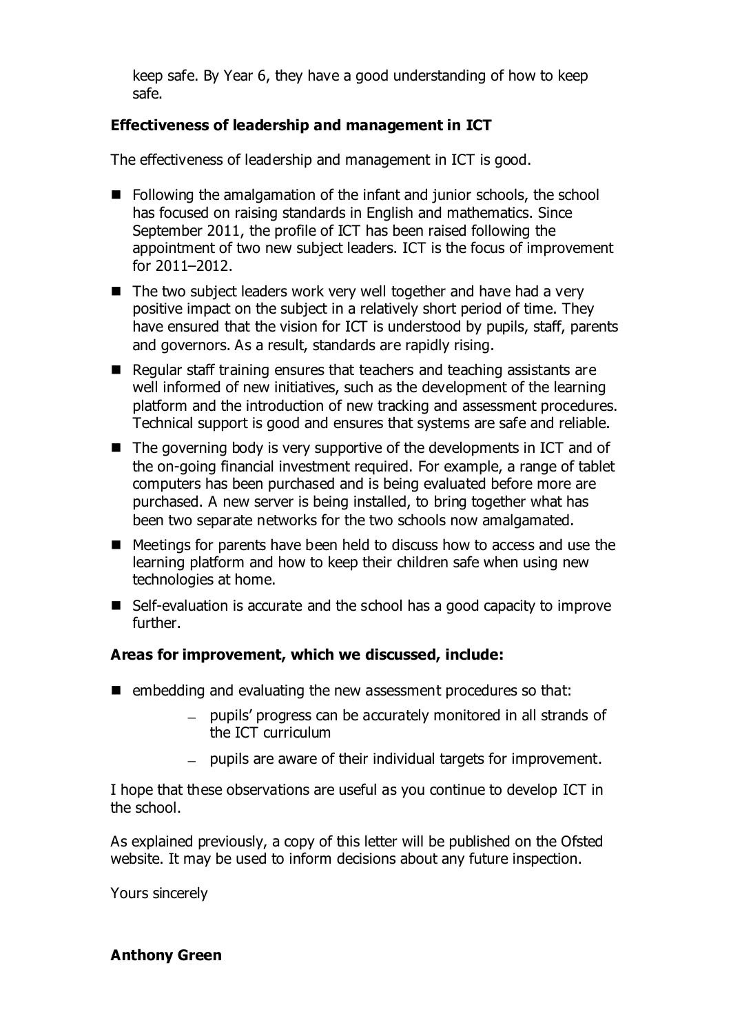keep safe. By Year 6, they have a good understanding of how to keep safe.

**Effectiveness of leadership and management in ICT**

The effectiveness of leadership and management in ICT is good.

- Following the amalgamation of the infant and junior schools, the school has focused on raising standards in English and mathematics. Since September 2011, the profile of ICT has been raised following the appointment of two new subject leaders. ICT is the focus of improvement for 2011–2012.
- The two subject leaders work very well together and have had a very positive impact on the subject in a relatively short period of time. They have ensured that the vision for ICT is understood by pupils, staff, parents and governors. As a result, standards are rapidly rising.
- Regular staff training ensures that teachers and teaching assistants are well informed of new initiatives, such as the development of the learning platform and the introduction of new tracking and assessment procedures. Technical support is good and ensures that systems are safe and reliable.
- The governing body is very supportive of the developments in ICT and of the on-going financial investment required. For example, a range of tablet computers has been purchased and is being evaluated before more are purchased. A new server is being installed, to bring together what has been two separate networks for the two schools now amalgamated.
- Meetings for parents have been held to discuss how to access and use the learning platform and how to keep their children safe when using new technologies at home.
- Self-evaluation is accurate and the school has a good capacity to improve further.

**Areas for improvement, which we discussed, include:**

- embedding and evaluating the new assessment procedures so that:
  - pupils' progress can be accurately monitored in all strands of the ICT curriculum
  - pupils are aware of their individual targets for improvement.

I hope that these observations are useful as you continue to develop ICT in the school.

As explained previously, a copy of this letter will be published on the Ofsted website. It may be used to inform decisions about any future inspection.

Yours sincerely

**Anthony Green**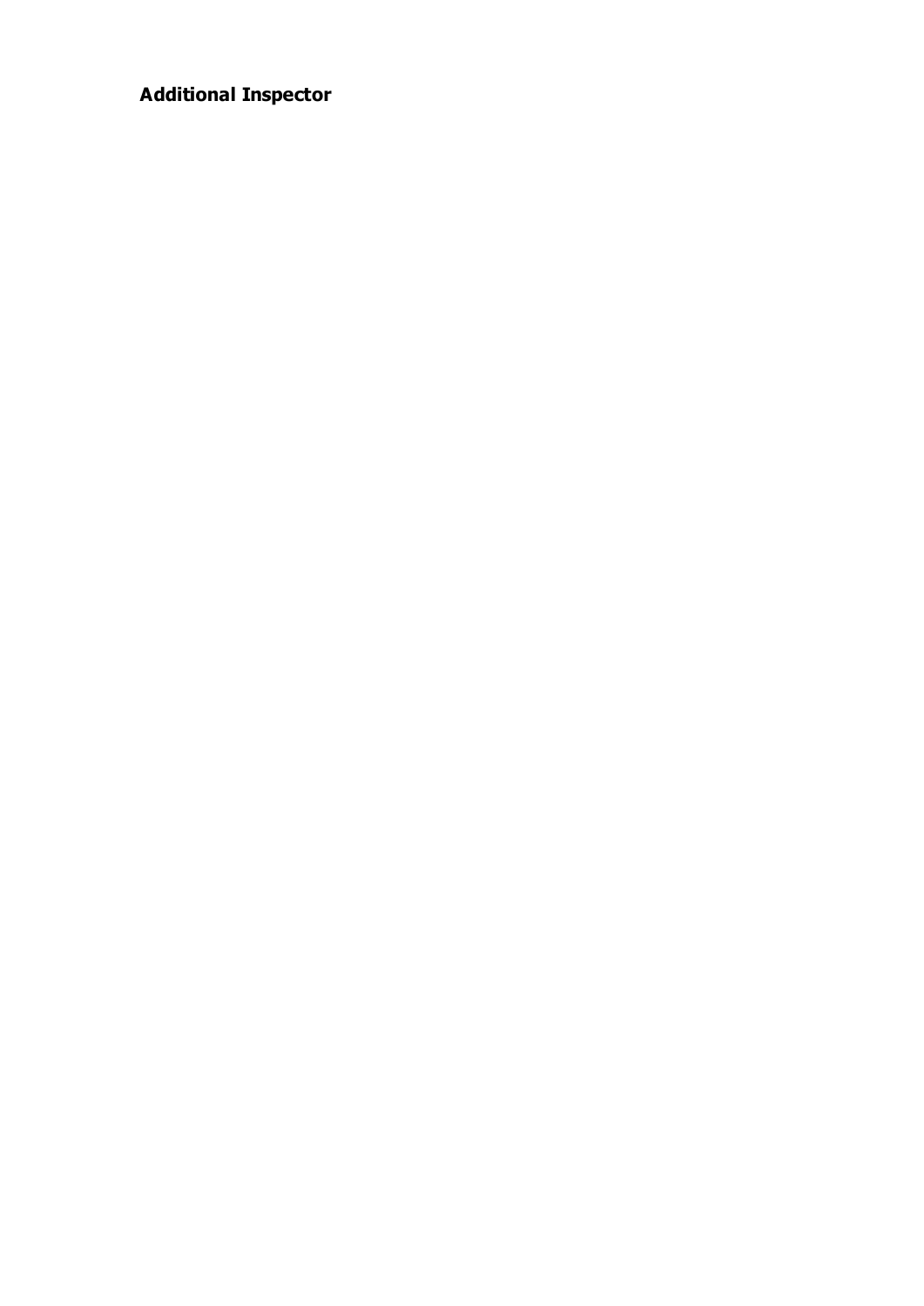**Additional Inspector**